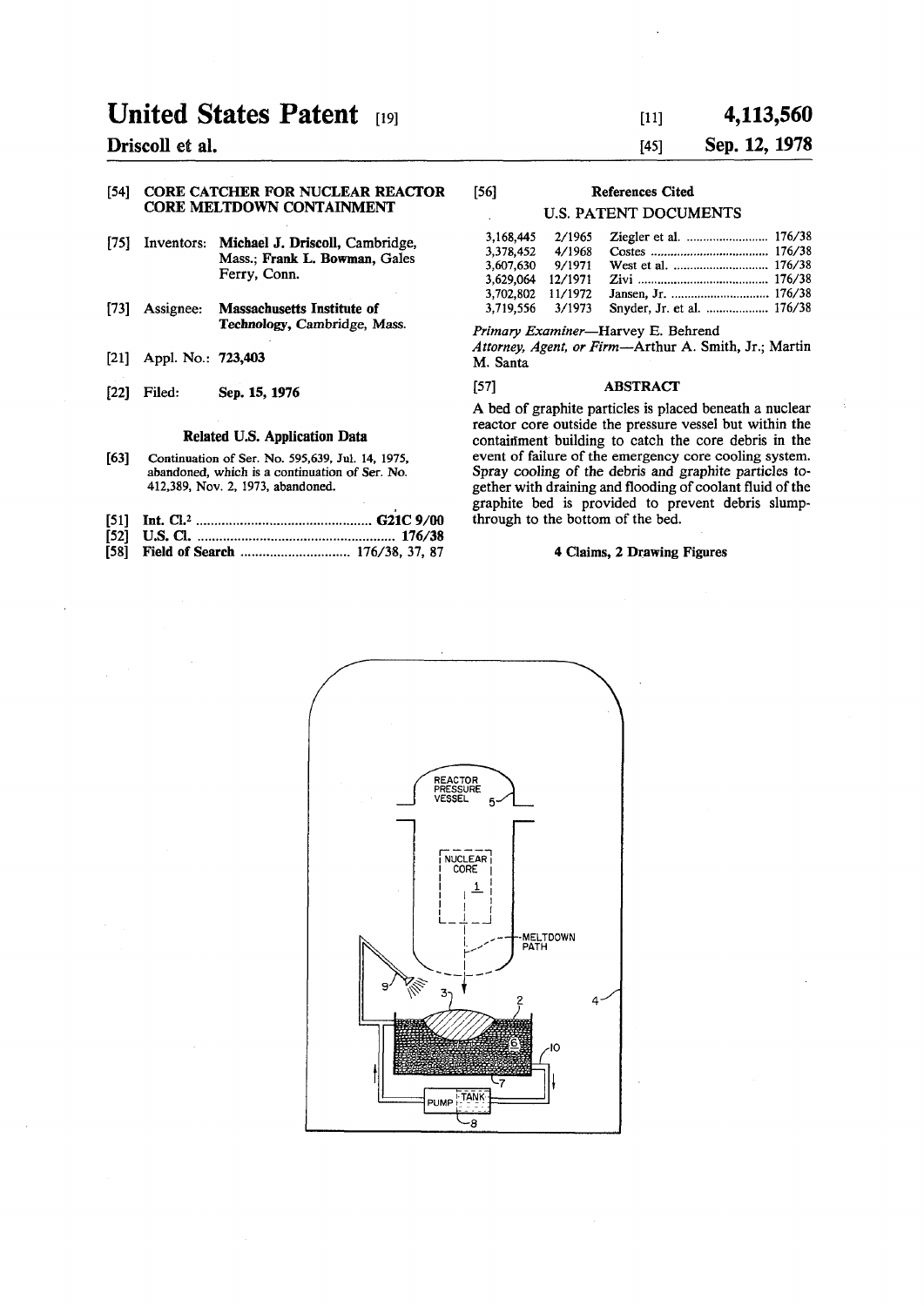# United States Patent [19]

**Driscoll et al.**

[11] **4,113,560**

[45] **Sep. 12, 1978**

[54] **CORE CATCHER FOR NUCLEAR REACTOR CORE MELTDOWN CONTAINMENT**

[75] Inventors: **Michael J. Driscoll**, Cambridge, Mass.; **Frank L. Bowman**, Gales Ferry, Conn.

[73] Assignee: **Massachusetts Institute of Technology**, Cambridge, Mass.

[21] Appl. No.: **723,403**

[22] Filed: **Sep. 15, 1976**

### Related U.S. Application Data

[63] Continuation of Ser. No. 595,639, Jul. 14, 1975, abandoned, which is a continuation of Ser. No. 412,389, Nov. 2, 1973, abandoned.

[51] **Int. Cl.²** ..... **G21C 9/00**

[52] **U.S. Cl.** ..... **176/38**

[58] **Field of Search** ..... 176/38, 37, 87

[56] **References Cited**

U.S. PATENT DOCUMENTS

| | | | |
|---|---|---|---|
| 3,168,445 | 2/1965 | Ziegler et al. | 176/38 |
| 3,378,452 | 4/1968 | Costes | 176/38 |
| 3,607,630 | 9/1971 | West et al. | 176/38 |
| 3,629,064 | 12/1971 | Zivi | 176/38 |
| 3,702,802 | 11/1972 | Jansen, Jr. | 176/38 |
| 3,719,556 | 3/1973 | Snyder, Jr. et al. | 176/38 |

*Primary Examiner*—Harvey E. Behrend

*Attorney, Agent, or Firm*—Arthur A. Smith, Jr.; Martin M. Santa

[57] **ABSTRACT**

A bed of graphite particles is placed beneath a nuclear reactor core outside the pressure vessel but within the containment building to catch the core debris in the event of failure of the emergency core cooling system. Spray cooling of the debris and graphite particles together with draining and flooding of coolant fluid of the graphite bed is provided to prevent debris slump-through to the bottom of the bed.

**4 Claims, 2 Drawing Figures**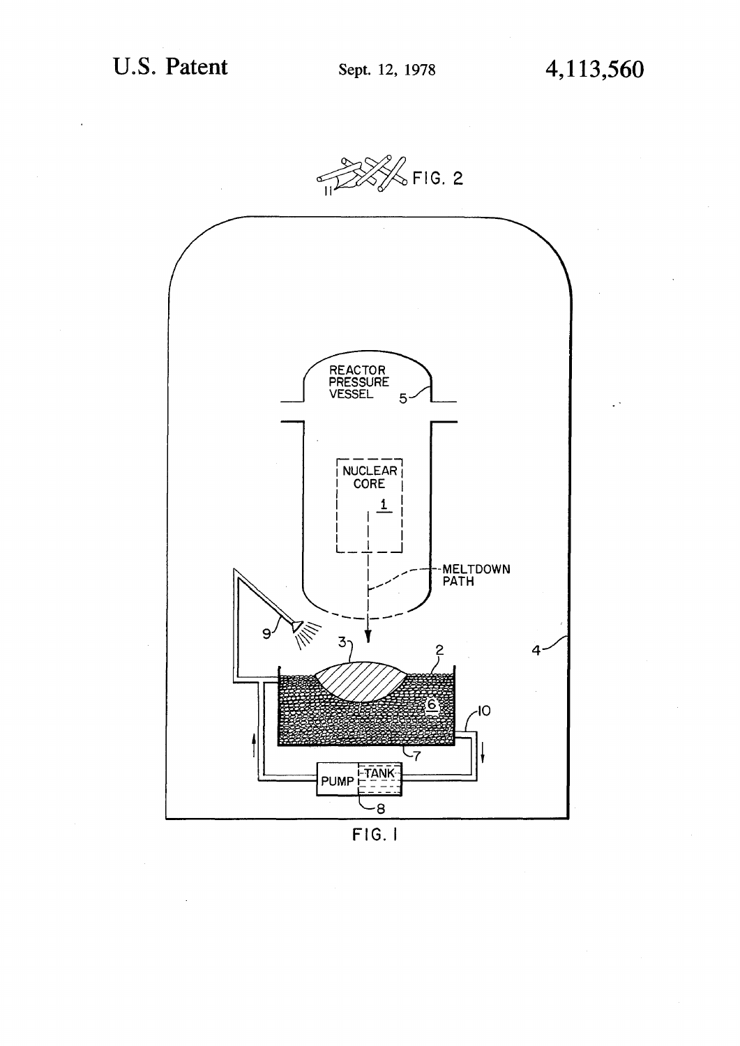FIG. 2

FIG. 1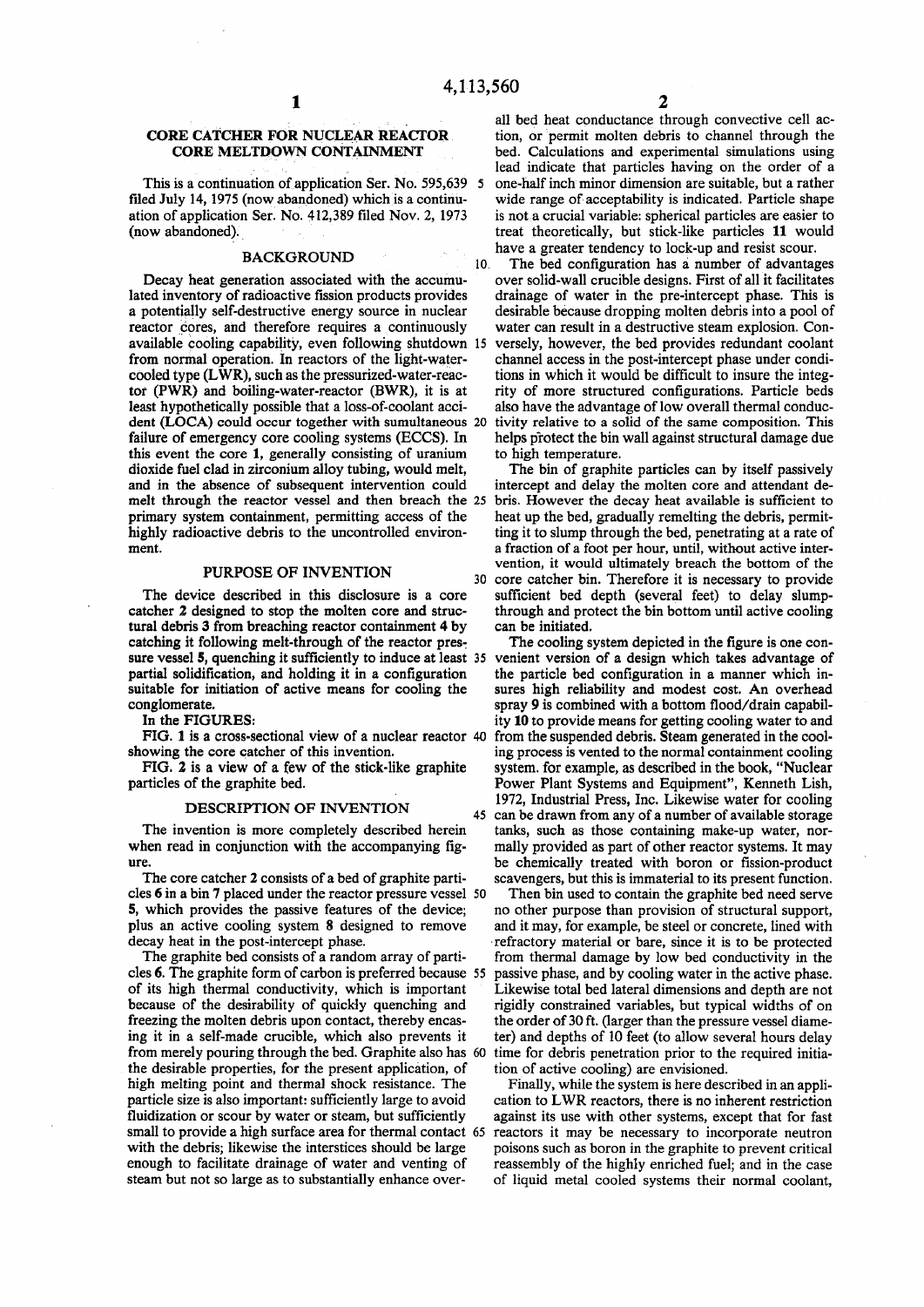# CORE CATCHER FOR NUCLEAR REACTOR CORE MELTDOWN CONTAINMENT

This is a continuation of application Ser. No. 595,639 filed July 14, 1975 (now abandoned) which is a continuation of application Ser. No. 412,389 filed Nov. 2, 1973 (now abandoned).

## BACKGROUND

Decay heat generation associated with the accumulated inventory of radioactive fission products provides a potentially self-destructive energy source in nuclear reactor cores, and therefore requires a continuously available cooling capability, even following shutdown from normal operation. In reactors of the light-water-cooled type (LWR), such as the pressurized-water-reactor (PWR) and boiling-water-reactor (BWR), it is at least hypothetically possible that a loss-of-coolant accident (LOCA) could occur together with sumultaneous failure of emergency core cooling systems (ECCS). In this event the core **1**, generally consisting of uranium dioxide fuel clad in zirconium alloy tubing, would melt, and in the absence of subsequent intervention could melt through the reactor vessel and then breach the primary system containment, permitting access of the highly radioactive debris to the uncontrolled environment.

## PURPOSE OF INVENTION

The device described in this disclosure is a core catcher **2** designed to stop the molten core and structural debris **3** from breaching reactor containment **4** by catching it following melt-through of the reactor pressure vessel **5**, quenching it sufficiently to induce at least partial solidification, and holding it in a configuration suitable for initiation of active means for cooling the conglomerate.

In the FIGURES:

FIG. **1** is a cross-sectional view of a nuclear reactor showing the core catcher of this invention.

FIG. **2** is a view of a few of the stick-like graphite particles of the graphite bed.

## DESCRIPTION OF INVENTION

The invention is more completely described herein when read in conjunction with the accompanying figure.

The core catcher **2** consists of a bed of graphite particles **6** in a bin **7** placed under the reactor pressure vessel **5**, which provides the passive features of the device; plus an active cooling system **8** designed to remove decay heat in the post-intercept phase.

The graphite bed consists of a random array of particles **6**. The graphite form of carbon is preferred because of its high thermal conductivity, which is important because of the desirability of quickly quenching and freezing the molten debris upon contact, thereby encasing it in a self-made crucible, which also prevents it from merely pouring through the bed. Graphite also has the desirable properties, for the present application, of high melting point and thermal shock resistance. The particle size is also important: sufficiently large to avoid fluidization or scour by water or steam, but sufficiently small to provide a high surface area for thermal contact with the debris; likewise the interstices should be large enough to facilitate drainage of water and venting of steam but not so large as to substantially enhance overall bed heat conductance through convective cell action, or permit molten debris to channel through the bed. Calculations and experimental simulations using lead indicate that particles having on the order of a one-half inch minor dimension are suitable, but a rather wide range of acceptability is indicated. Particle shape is not a crucial variable: spherical particles are easier to treat theoretically, but stick-like particles **11** would have a greater tendency to lock-up and resist scour.

The bed configuration has a number of advantages over solid-wall crucible designs. First of all it facilitates drainage of water in the pre-intercept phase. This is desirable because dropping molten debris into a pool of water can result in a destructive steam explosion. Conversely, however, the bed provides redundant coolant channel access in the post-intercept phase under conditions in which it would be difficult to insure the integrity of more structured configurations. Particle beds also have the advantage of low overall thermal conductivity relative to a solid of the same composition. This helps protect the bin wall against structural damage due to high temperature.

The bin of graphite particles can by itself passively intercept and delay the molten core and attendant debris. However the decay heat available is sufficient to heat up the bed, gradually remelting the debris, permitting it to slump through the bed, penetrating at a rate of a fraction of a foot per hour, until, without active intervention, it would ultimately breach the bottom of the core catcher bin. Therefore it is necessary to provide sufficient bed depth (several feet) to delay slump-through and protect the bin bottom until active cooling can be initiated.

The cooling system depicted in the figure is one convenient version of a design which takes advantage of the particle bed configuration in a manner which insures high reliability and modest cost. An overhead spray **9** is combined with a bottom flood/drain capability **10** to provide means for getting cooling water to and from the suspended debris. Steam generated in the cooling process is vented to the normal containment cooling system, for example, as described in the book, "Nuclear Power Plant Systems and Equipment", Kenneth Lish, 1972, Industrial Press, Inc. Likewise water for cooling can be drawn from any of a number of available storage tanks, such as those containing make-up water, normally provided as part of other reactor systems. It may be chemically treated with boron or fission-product scavengers, but this is immaterial to its present function.

Then bin used to contain the graphite bed need serve no other purpose than provision of structural support, and it may, for example, be steel or concrete, lined with refractory material or bare, since it is to be protected from thermal damage by low bed conductivity in the passive phase, and by cooling water in the active phase. Likewise total bed lateral dimensions and depth are not rigidly constrained variables, but typical widths of on the order of 30 ft. (larger than the pressure vessel diameter) and depths of 10 feet (to allow several hours delay time for debris penetration prior to the required initiation of active cooling) are envisioned.

Finally, while the system is here described in an application to LWR reactors, there is no inherent restriction against its use with other systems, except that for fast reactors it may be necessary to incorporate neutron poisons such as boron in the graphite to prevent critical reassembly of the highly enriched fuel; and in the case of liquid metal cooled systems their normal coolant,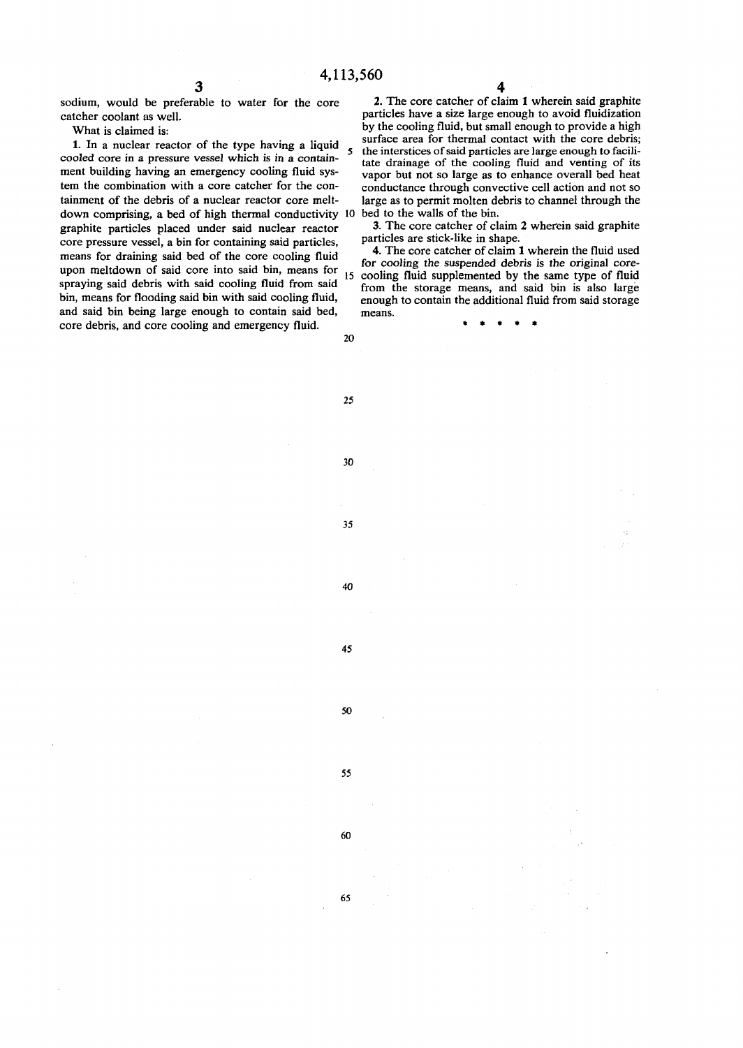sodium, would be preferable to water for the core catcher coolant as well.

What is claimed is:

1. In a nuclear reactor of the type having a liquid cooled core in a pressure vessel which is in a containment building having an emergency cooling fluid system the combination with a core catcher for the containment of the debris of a nuclear reactor core meltdown comprising, a bed of high thermal conductivity graphite particles placed under said nuclear reactor core pressure vessel, a bin for containing said particles, means for draining said bed of the core cooling fluid upon meltdown of said core into said bin, means for spraying said debris with said cooling fluid from said bin, means for flooding said bin with said cooling fluid, and said bin being large enough to contain said bed, core debris, and core cooling and emergency fluid.

2. The core catcher of claim 1 wherein said graphite particles have a size large enough to avoid fluidization by the cooling fluid, but small enough to provide a high surface area for thermal contact with the core debris; the interstices of said particles are large enough to facilitate drainage of the cooling fluid and venting of its vapor but not so large as to enhance overall bed heat conductance through convective cell action and not so large as to permit molten debris to channel through the bed to the walls of the bin.

3. The core catcher of claim 2 wherein said graphite particles are stick-like in shape.

4. The core catcher of claim 1 wherein the fluid used for cooling the suspended debris is the original core-cooling fluid supplemented by the same type of fluid from the storage means, and said bin is also large enough to contain the additional fluid from said storage means.

\* \* \* \* \*